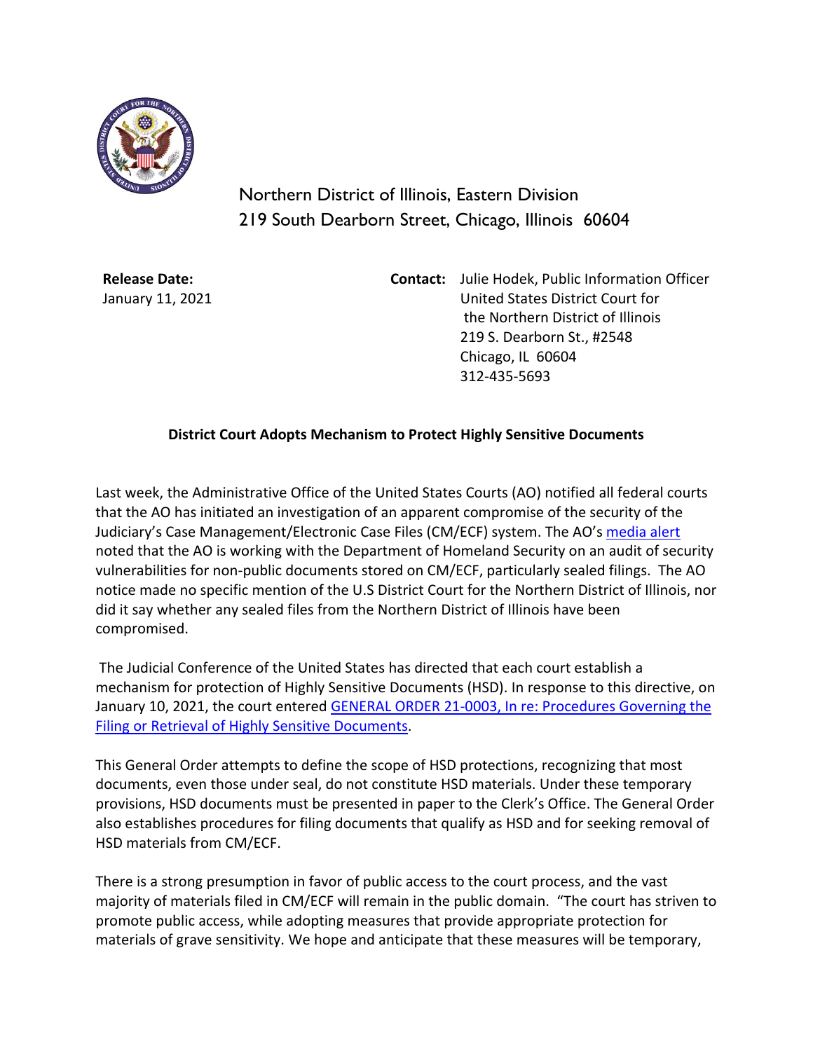Northern District of Illinois, Eastern Division
219 South Dearborn Street, Chicago, Illinois 60604

**Release Date:**
January 11, 2021

**Contact:** Julie Hodek, Public Information Officer
United States District Court for
the Northern District of Illinois
219 S. Dearborn St., #2548
Chicago, IL 60604
312-435-5693

**District Court Adopts Mechanism to Protect Highly Sensitive Documents**

Last week, the Administrative Office of the United States Courts (AO) notified all federal courts that the AO has initiated an investigation of an apparent compromise of the security of the Judiciary's Case Management/Electronic Case Files (CM/ECF) system. The AO's media alert noted that the AO is working with the Department of Homeland Security on an audit of security vulnerabilities for non-public documents stored on CM/ECF, particularly sealed filings. The AO notice made no specific mention of the U.S District Court for the Northern District of Illinois, nor did it say whether any sealed files from the Northern District of Illinois have been compromised.

The Judicial Conference of the United States has directed that each court establish a mechanism for protection of Highly Sensitive Documents (HSD). In response to this directive, on January 10, 2021, the court entered GENERAL ORDER 21-0003, In re: Procedures Governing the Filing or Retrieval of Highly Sensitive Documents.

This General Order attempts to define the scope of HSD protections, recognizing that most documents, even those under seal, do not constitute HSD materials. Under these temporary provisions, HSD documents must be presented in paper to the Clerk's Office. The General Order also establishes procedures for filing documents that qualify as HSD and for seeking removal of HSD materials from CM/ECF.

There is a strong presumption in favor of public access to the court process, and the vast majority of materials filed in CM/ECF will remain in the public domain. "The court has striven to promote public access, while adopting measures that provide appropriate protection for materials of grave sensitivity. We hope and anticipate that these measures will be temporary,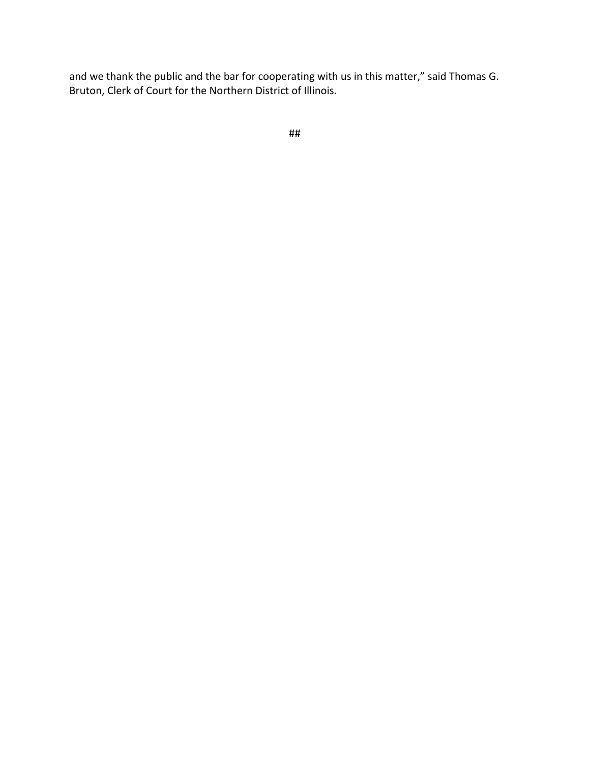and we thank the public and the bar for cooperating with us in this matter," said Thomas G. Bruton, Clerk of Court for the Northern District of Illinois.

##